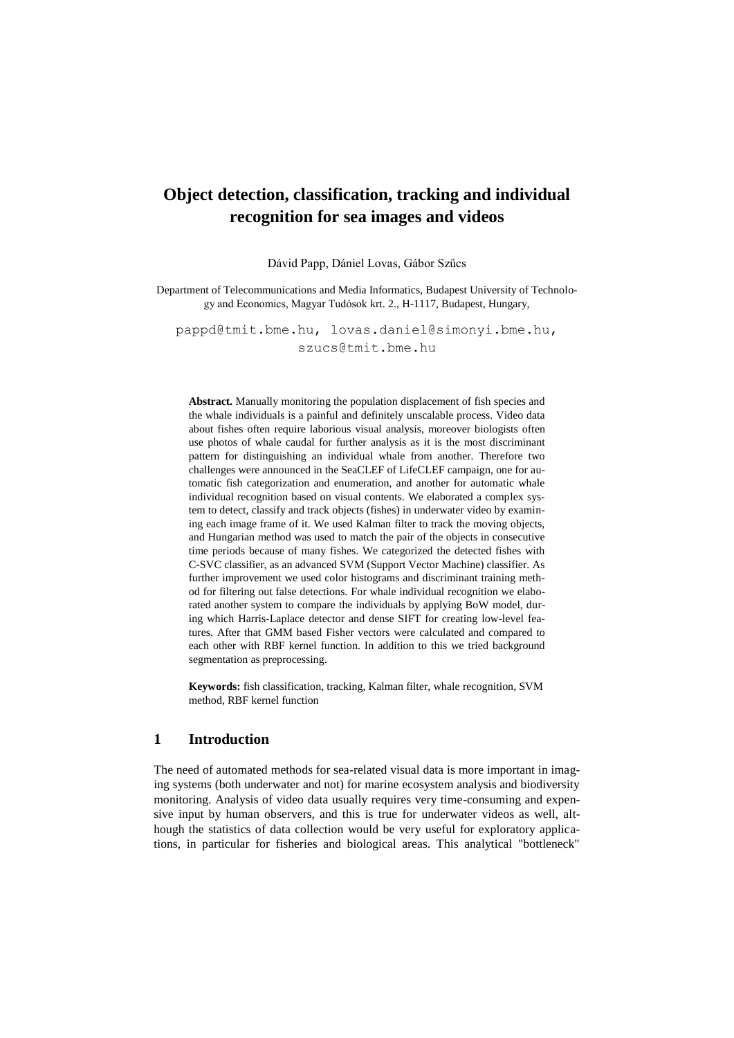# Object detection, classification, tracking and individual recognition for sea images and videos

Dávid Papp, Dániel Lovas, Gábor Szűcs

Department of Telecommunications and Media Informatics, Budapest University of Technology and Economics, Magyar Tudósok krt. 2., H-1117, Budapest, Hungary,

pappd@tmit.bme.hu, lovas.daniel@simonyi.bme.hu, szucs@tmit.bme.hu

**Abstract.** Manually monitoring the population displacement of fish species and the whale individuals is a painful and definitely unscalable process. Video data about fishes often require laborious visual analysis, moreover biologists often use photos of whale caudal for further analysis as it is the most discriminant pattern for distinguishing an individual whale from another. Therefore two challenges were announced in the SeaCLEF of LifeCLEF campaign, one for automatic fish categorization and enumeration, and another for automatic whale individual recognition based on visual contents. We elaborated a complex system to detect, classify and track objects (fishes) in underwater video by examining each image frame of it. We used Kalman filter to track the moving objects, and Hungarian method was used to match the pair of the objects in consecutive time periods because of many fishes. We categorized the detected fishes with C-SVC classifier, as an advanced SVM (Support Vector Machine) classifier. As further improvement we used color histograms and discriminant training method for filtering out false detections. For whale individual recognition we elaborated another system to compare the individuals by applying BoW model, during which Harris-Laplace detector and dense SIFT for creating low-level features. After that GMM based Fisher vectors were calculated and compared to each other with RBF kernel function. In addition to this we tried background segmentation as preprocessing.

**Keywords:** fish classification, tracking, Kalman filter, whale recognition, SVM method, RBF kernel function

## 1 Introduction

The need of automated methods for sea-related visual data is more important in imaging systems (both underwater and not) for marine ecosystem analysis and biodiversity monitoring. Analysis of video data usually requires very time-consuming and expensive input by human observers, and this is true for underwater videos as well, although the statistics of data collection would be very useful for exploratory applications, in particular for fisheries and biological areas. This analytical "bottleneck"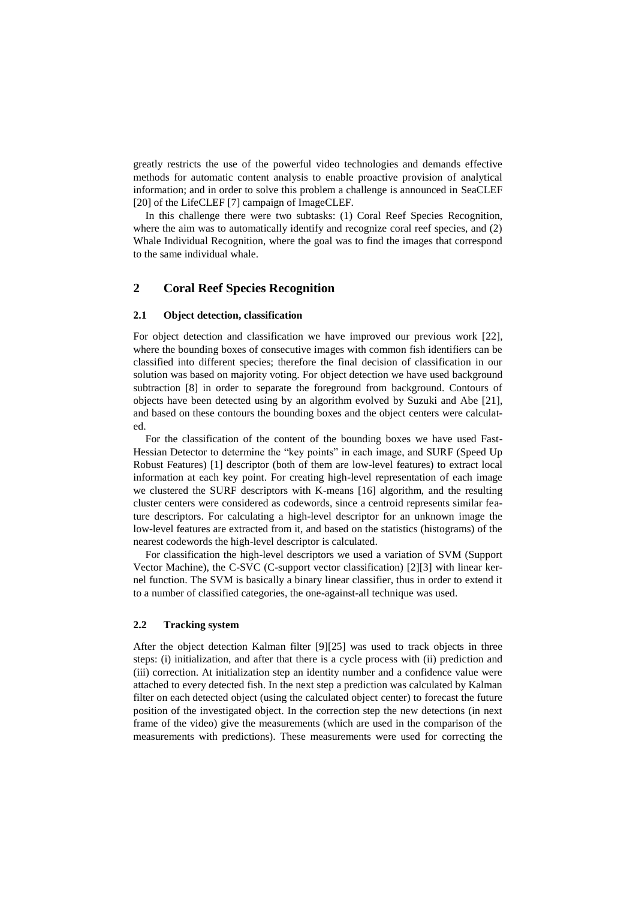greatly restricts the use of the powerful video technologies and demands effective methods for automatic content analysis to enable proactive provision of analytical information; and in order to solve this problem a challenge is announced in SeaCLEF [20] of the LifeCLEF [7] campaign of ImageCLEF.

In this challenge there were two subtasks: (1) Coral Reef Species Recognition, where the aim was to automatically identify and recognize coral reef species, and (2) Whale Individual Recognition, where the goal was to find the images that correspond to the same individual whale.

## 2 Coral Reef Species Recognition

### 2.1 Object detection, classification

For object detection and classification we have improved our previous work [22], where the bounding boxes of consecutive images with common fish identifiers can be classified into different species; therefore the final decision of classification in our solution was based on majority voting. For object detection we have used background subtraction [8] in order to separate the foreground from background. Contours of objects have been detected using by an algorithm evolved by Suzuki and Abe [21], and based on these contours the bounding boxes and the object centers were calculated.

For the classification of the content of the bounding boxes we have used Fast-Hessian Detector to determine the "key points" in each image, and SURF (Speed Up Robust Features) [1] descriptor (both of them are low-level features) to extract local information at each key point. For creating high-level representation of each image we clustered the SURF descriptors with K-means [16] algorithm, and the resulting cluster centers were considered as codewords, since a centroid represents similar feature descriptors. For calculating a high-level descriptor for an unknown image the low-level features are extracted from it, and based on the statistics (histograms) of the nearest codewords the high-level descriptor is calculated.

For classification the high-level descriptors we used a variation of SVM (Support Vector Machine), the C-SVC (C-support vector classification) [2][3] with linear kernel function. The SVM is basically a binary linear classifier, thus in order to extend it to a number of classified categories, the one-against-all technique was used.

### 2.2 Tracking system

After the object detection Kalman filter [9][25] was used to track objects in three steps: (i) initialization, and after that there is a cycle process with (ii) prediction and (iii) correction. At initialization step an identity number and a confidence value were attached to every detected fish. In the next step a prediction was calculated by Kalman filter on each detected object (using the calculated object center) to forecast the future position of the investigated object. In the correction step the new detections (in next frame of the video) give the measurements (which are used in the comparison of the measurements with predictions). These measurements were used for correcting the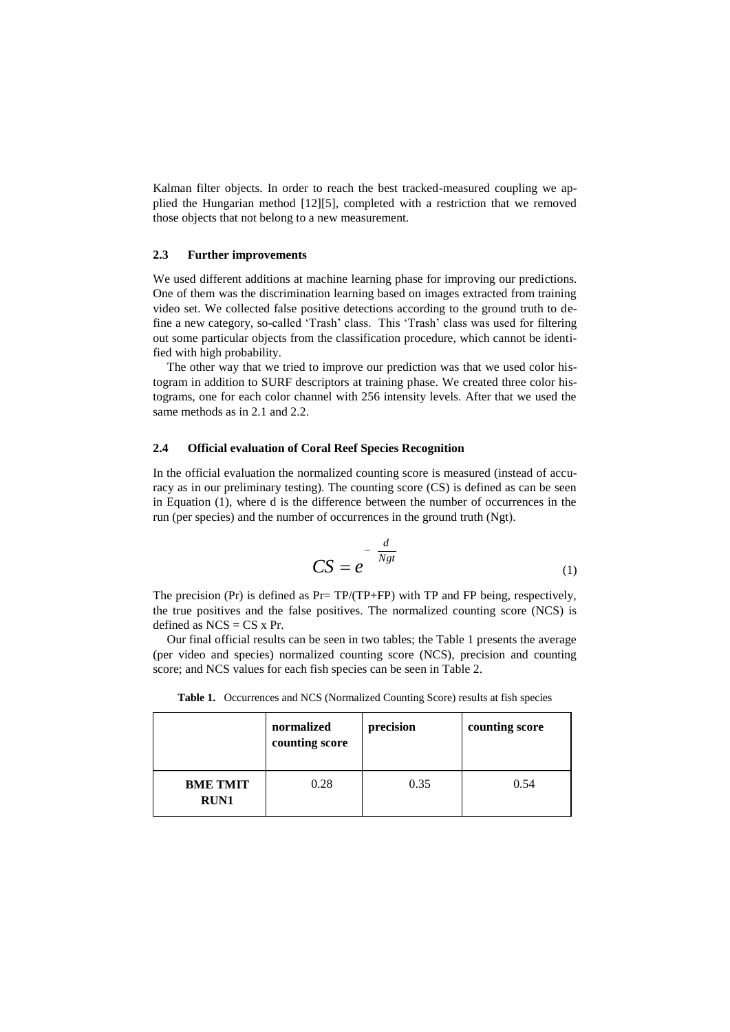Kalman filter objects. In order to reach the best tracked-measured coupling we applied the Hungarian method [12][5], completed with a restriction that we removed those objects that not belong to a new measurement.

### 2.3 Further improvements

We used different additions at machine learning phase for improving our predictions. One of them was the discrimination learning based on images extracted from training video set. We collected false positive detections according to the ground truth to define a new category, so-called 'Trash' class. This 'Trash' class was used for filtering out some particular objects from the classification procedure, which cannot be identified with high probability.

The other way that we tried to improve our prediction was that we used color histogram in addition to SURF descriptors at training phase. We created three color histograms, one for each color channel with 256 intensity levels. After that we used the same methods as in 2.1 and 2.2.

### 2.4 Official evaluation of Coral Reef Species Recognition

In the official evaluation the normalized counting score is measured (instead of accuracy as in our preliminary testing). The counting score (CS) is defined as can be seen in Equation (1), where d is the difference between the number of occurrences in the run (per species) and the number of occurrences in the ground truth (Ngt).

$$CS = e^{-\frac{d}{Ngt}} \tag{1}$$

The precision (Pr) is defined as Pr= TP/(TP+FP) with TP and FP being, respectively, the true positives and the false positives. The normalized counting score (NCS) is defined as NCS = CS x Pr.

Our final official results can be seen in two tables; the Table 1 presents the average (per video and species) normalized counting score (NCS), precision and counting score; and NCS values for each fish species can be seen in Table 2.

**Table 1.** Occurrences and NCS (Normalized Counting Score) results at fish species

| | **normalized counting score** | **precision** | **counting score** |
|---|---|---|---|
| **BME TMIT RUN1** | 0.28 | 0.35 | 0.54 |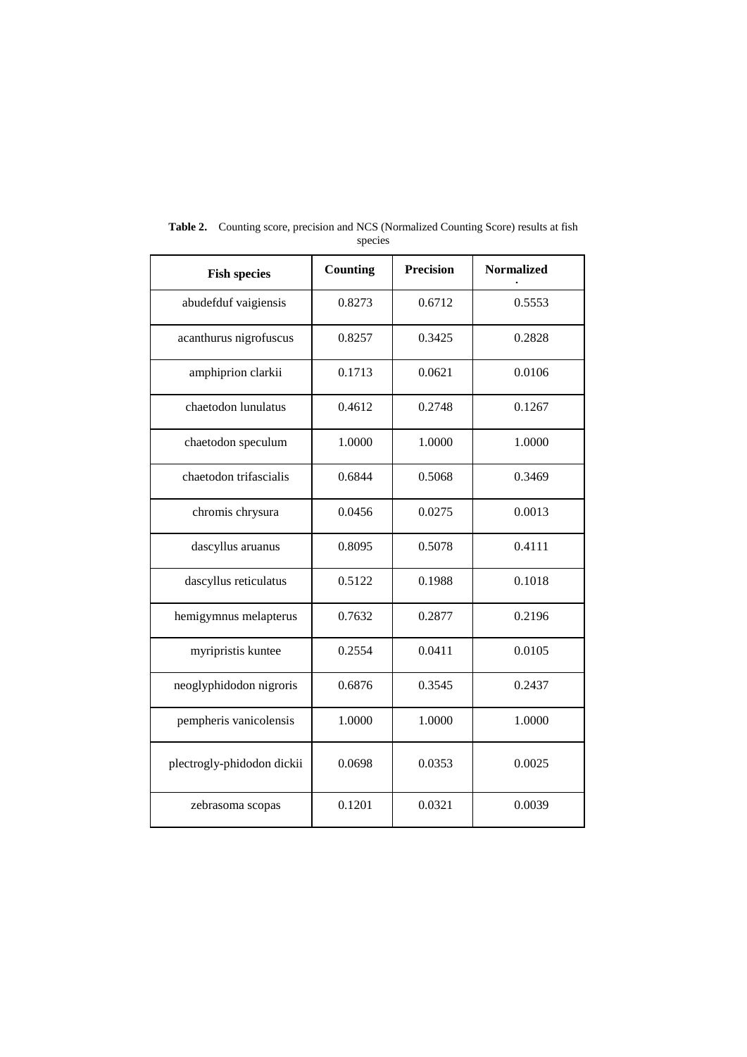**Table 2.** Counting score, precision and NCS (Normalized Counting Score) results at fish species

| Fish species | Counting | Precision | Normalized |
|---|---|---|---|
| abudefduf vaigiensis | 0.8273 | 0.6712 | 0.5553 |
| acanthurus nigrofuscus | 0.8257 | 0.3425 | 0.2828 |
| amphiprion clarkii | 0.1713 | 0.0621 | 0.0106 |
| chaetodon lunulatus | 0.4612 | 0.2748 | 0.1267 |
| chaetodon speculum | 1.0000 | 1.0000 | 1.0000 |
| chaetodon trifascialis | 0.6844 | 0.5068 | 0.3469 |
| chromis chrysura | 0.0456 | 0.0275 | 0.0013 |
| dascyllus aruanus | 0.8095 | 0.5078 | 0.4111 |
| dascyllus reticulatus | 0.5122 | 0.1988 | 0.1018 |
| hemigymnus melapterus | 0.7632 | 0.2877 | 0.2196 |
| myripristis kuntee | 0.2554 | 0.0411 | 0.0105 |
| neoglyphidodon nigroris | 0.6876 | 0.3545 | 0.2437 |
| pempheris vanicolensis | 1.0000 | 1.0000 | 1.0000 |
| plectrogly-phidodon dickii | 0.0698 | 0.0353 | 0.0025 |
| zebrasoma scopas | 0.1201 | 0.0321 | 0.0039 |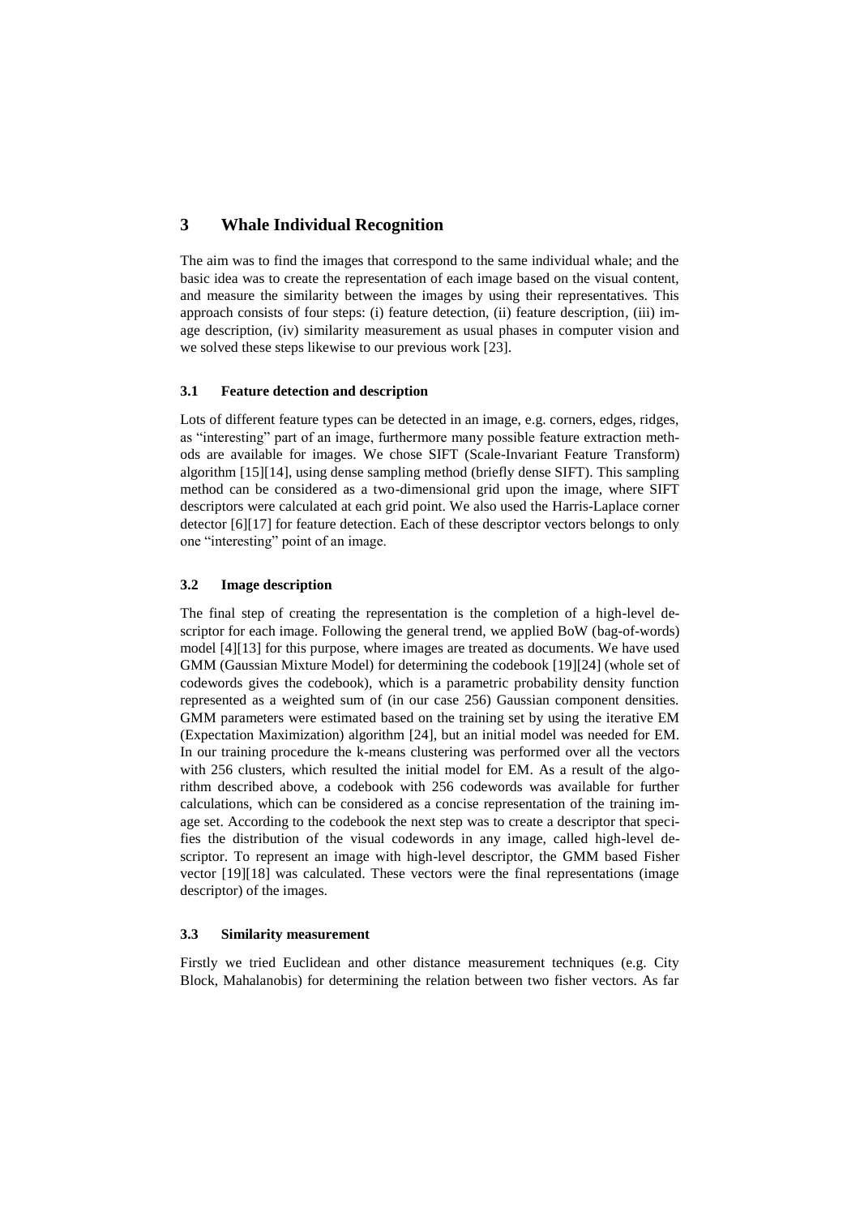## 3 Whale Individual Recognition

The aim was to find the images that correspond to the same individual whale; and the basic idea was to create the representation of each image based on the visual content, and measure the similarity between the images by using their representatives. This approach consists of four steps: (i) feature detection, (ii) feature description, (iii) image description, (iv) similarity measurement as usual phases in computer vision and we solved these steps likewise to our previous work [23].

### 3.1 Feature detection and description

Lots of different feature types can be detected in an image, e.g. corners, edges, ridges, as "interesting" part of an image, furthermore many possible feature extraction methods are available for images. We chose SIFT (Scale-Invariant Feature Transform) algorithm [15][14], using dense sampling method (briefly dense SIFT). This sampling method can be considered as a two-dimensional grid upon the image, where SIFT descriptors were calculated at each grid point. We also used the Harris-Laplace corner detector [6][17] for feature detection. Each of these descriptor vectors belongs to only one "interesting" point of an image.

### 3.2 Image description

The final step of creating the representation is the completion of a high-level descriptor for each image. Following the general trend, we applied BoW (bag-of-words) model [4][13] for this purpose, where images are treated as documents. We have used GMM (Gaussian Mixture Model) for determining the codebook [19][24] (whole set of codewords gives the codebook), which is a parametric probability density function represented as a weighted sum of (in our case 256) Gaussian component densities. GMM parameters were estimated based on the training set by using the iterative EM (Expectation Maximization) algorithm [24], but an initial model was needed for EM. In our training procedure the k-means clustering was performed over all the vectors with 256 clusters, which resulted the initial model for EM. As a result of the algorithm described above, a codebook with 256 codewords was available for further calculations, which can be considered as a concise representation of the training image set. According to the codebook the next step was to create a descriptor that specifies the distribution of the visual codewords in any image, called high-level descriptor. To represent an image with high-level descriptor, the GMM based Fisher vector [19][18] was calculated. These vectors were the final representations (image descriptor) of the images.

### 3.3 Similarity measurement

Firstly we tried Euclidean and other distance measurement techniques (e.g. City Block, Mahalanobis) for determining the relation between two fisher vectors. As far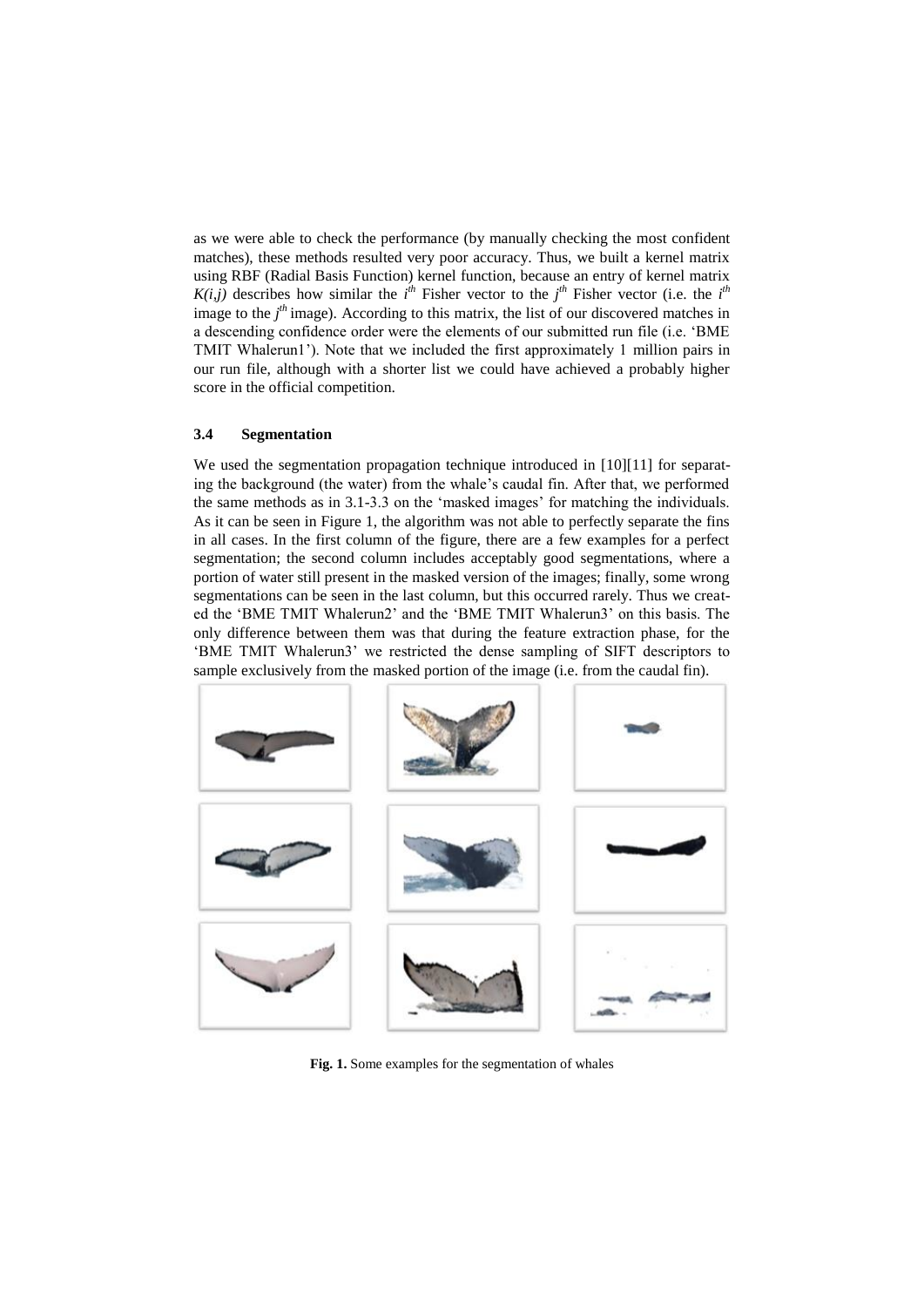as we were able to check the performance (by manually checking the most confident matches), these methods resulted very poor accuracy. Thus, we built a kernel matrix using RBF (Radial Basis Function) kernel function, because an entry of kernel matrix $K(i,j)$ describes how similar the $i^{th}$ Fisher vector to the $j^{th}$ Fisher vector (i.e. the $i^{th}$ image to the $j^{th}$ image). According to this matrix, the list of our discovered matches in a descending confidence order were the elements of our submitted run file (i.e. 'BME TMIT Whalerun1'). Note that we included the first approximately 1 million pairs in our run file, although with a shorter list we could have achieved a probably higher score in the official competition.

### 3.4 Segmentation

We used the segmentation propagation technique introduced in [10][11] for separating the background (the water) from the whale's caudal fin. After that, we performed the same methods as in 3.1-3.3 on the 'masked images' for matching the individuals. As it can be seen in Figure 1, the algorithm was not able to perfectly separate the fins in all cases. In the first column of the figure, there are a few examples for a perfect segmentation; the second column includes acceptably good segmentations, where a portion of water still present in the masked version of the images; finally, some wrong segmentations can be seen in the last column, but this occurred rarely. Thus we created the 'BME TMIT Whalerun2' and the 'BME TMIT Whalerun3' on this basis. The only difference between them was that during the feature extraction phase, for the 'BME TMIT Whalerun3' we restricted the dense sampling of SIFT descriptors to sample exclusively from the masked portion of the image (i.e. from the caudal fin).

**Fig. 1.** Some examples for the segmentation of whales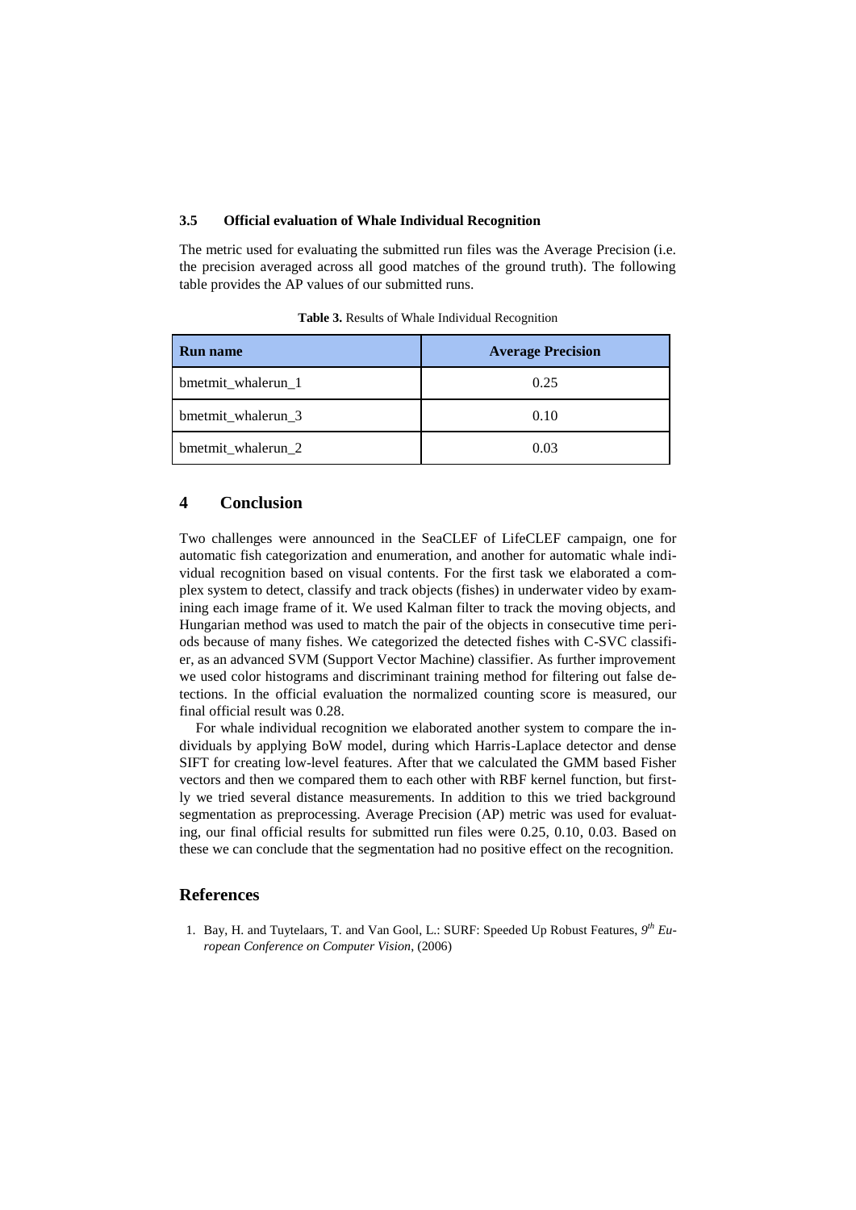### 3.5 Official evaluation of Whale Individual Recognition

The metric used for evaluating the submitted run files was the Average Precision (i.e. the precision averaged across all good matches of the ground truth). The following table provides the AP values of our submitted runs.

**Table 3.** Results of Whale Individual Recognition

| Run name | Average Precision |
|---|---|
| bmetmit_whalerun_1 | 0.25 |
| bmetmit_whalerun_3 | 0.10 |
| bmetmit_whalerun_2 | 0.03 |

## 4 Conclusion

Two challenges were announced in the SeaCLEF of LifeCLEF campaign, one for automatic fish categorization and enumeration, and another for automatic whale individual recognition based on visual contents. For the first task we elaborated a complex system to detect, classify and track objects (fishes) in underwater video by examining each image frame of it. We used Kalman filter to track the moving objects, and Hungarian method was used to match the pair of the objects in consecutive time periods because of many fishes. We categorized the detected fishes with C-SVC classifier, as an advanced SVM (Support Vector Machine) classifier. As further improvement we used color histograms and discriminant training method for filtering out false detections. In the official evaluation the normalized counting score is measured, our final official result was 0.28.

For whale individual recognition we elaborated another system to compare the individuals by applying BoW model, during which Harris-Laplace detector and dense SIFT for creating low-level features. After that we calculated the GMM based Fisher vectors and then we compared them to each other with RBF kernel function, but firstly we tried several distance measurements. In addition to this we tried background segmentation as preprocessing. Average Precision (AP) metric was used for evaluating, our final official results for submitted run files were 0.25, 0.10, 0.03. Based on these we can conclude that the segmentation had no positive effect on the recognition.

## References

1. Bay, H. and Tuytelaars, T. and Van Gool, L.: SURF: Speeded Up Robust Features, *9th European Conference on Computer Vision*, (2006)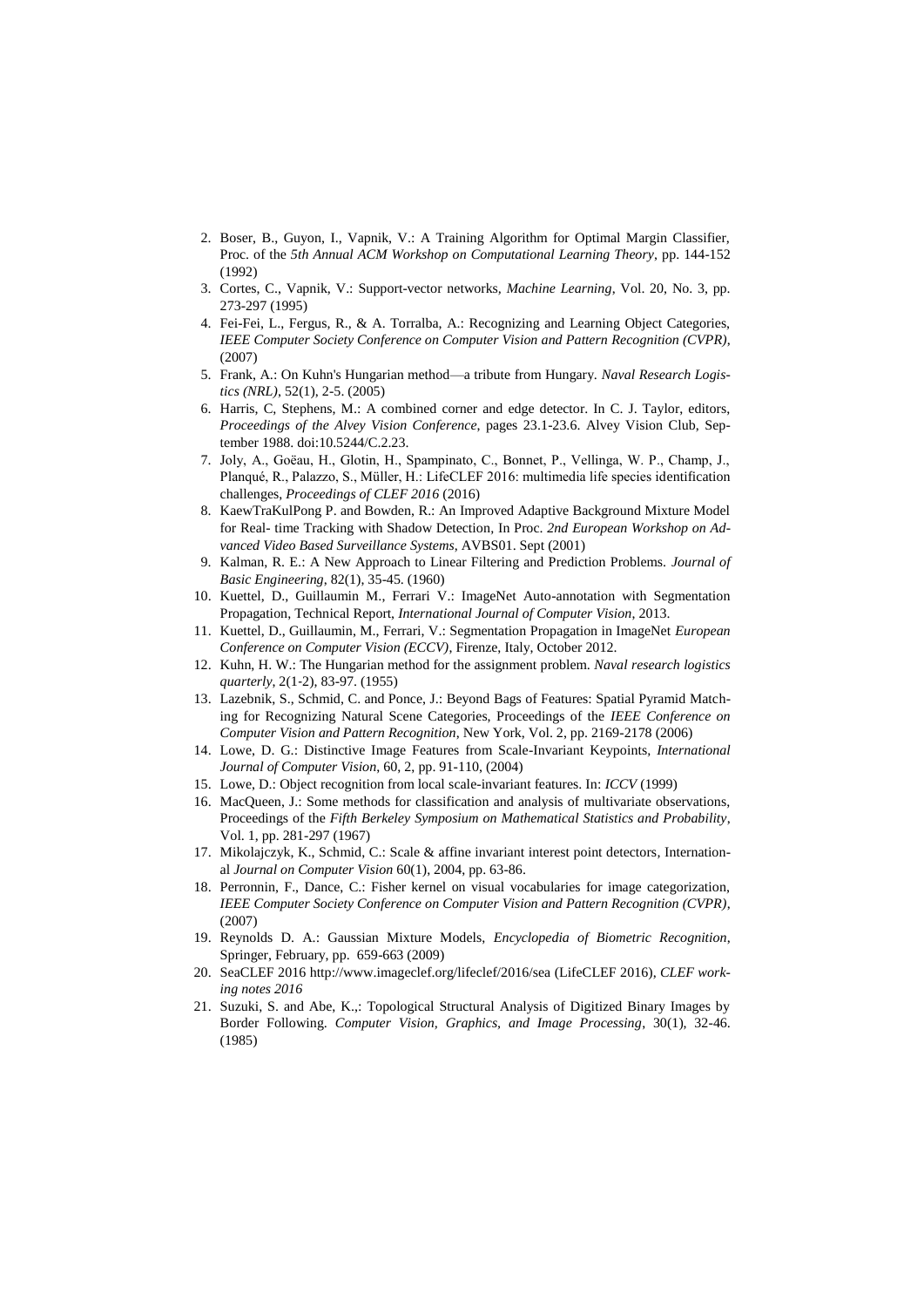2. Boser, B., Guyon, I., Vapnik, V.: A Training Algorithm for Optimal Margin Classifier, Proc. of the *5th Annual ACM Workshop on Computational Learning Theory*, pp. 144-152 (1992)
3. Cortes, C., Vapnik, V.: Support-vector networks, *Machine Learning*, Vol. 20, No. 3, pp. 273-297 (1995)
4. Fei-Fei, L., Fergus, R., & A. Torralba, A.: Recognizing and Learning Object Categories, *IEEE Computer Society Conference on Computer Vision and Pattern Recognition (CVPR)*, (2007)
5. Frank, A.: On Kuhn's Hungarian method—a tribute from Hungary. *Naval Research Logistics (NRL)*, 52(1), 2-5. (2005)
6. Harris, C, Stephens, M.: A combined corner and edge detector. In C. J. Taylor, editors, *Proceedings of the Alvey Vision Conference*, pages 23.1-23.6. Alvey Vision Club, September 1988. doi:10.5244/C.2.23.
7. Joly, A., Goëau, H., Glotin, H., Spampinato, C., Bonnet, P., Vellinga, W. P., Champ, J., Planqué, R., Palazzo, S., Müller, H.: LifeCLEF 2016: multimedia life species identification challenges, *Proceedings of CLEF 2016* (2016)
8. KaewTraKulPong P. and Bowden, R.: An Improved Adaptive Background Mixture Model for Real- time Tracking with Shadow Detection, In Proc. *2nd European Workshop on Advanced Video Based Surveillance Systems*, AVBS01. Sept (2001)
9. Kalman, R. E.: A New Approach to Linear Filtering and Prediction Problems. *Journal of Basic Engineering*, 82(1), 35-45. (1960)
10. Kuettel, D., Guillaumin M., Ferrari V.: ImageNet Auto-annotation with Segmentation Propagation, Technical Report, *International Journal of Computer Vision*, 2013.
11. Kuettel, D., Guillaumin, M., Ferrari, V.: Segmentation Propagation in ImageNet *European Conference on Computer Vision (ECCV)*, Firenze, Italy, October 2012.
12. Kuhn, H. W.: The Hungarian method for the assignment problem. *Naval research logistics quarterly*, 2(1-2), 83-97. (1955)
13. Lazebnik, S., Schmid, C. and Ponce, J.: Beyond Bags of Features: Spatial Pyramid Matching for Recognizing Natural Scene Categories, Proceedings of the *IEEE Conference on Computer Vision and Pattern Recognition*, New York, Vol. 2, pp. 2169-2178 (2006)
14. Lowe, D. G.: Distinctive Image Features from Scale-Invariant Keypoints, *International Journal of Computer Vision*, 60, 2, pp. 91-110, (2004)
15. Lowe, D.: Object recognition from local scale-invariant features. In: *ICCV* (1999)
16. MacQueen, J.: Some methods for classification and analysis of multivariate observations, Proceedings of the *Fifth Berkeley Symposium on Mathematical Statistics and Probability*, Vol. 1, pp. 281-297 (1967)
17. Mikolajczyk, K., Schmid, C.: Scale & affine invariant interest point detectors, International *Journal on Computer Vision* 60(1), 2004, pp. 63-86.
18. Perronnin, F., Dance, C.: Fisher kernel on visual vocabularies for image categorization, *IEEE Computer Society Conference on Computer Vision and Pattern Recognition (CVPR)*, (2007)
19. Reynolds D. A.: Gaussian Mixture Models, *Encyclopedia of Biometric Recognition*, Springer, February, pp. 659-663 (2009)
20. SeaCLEF 2016 http://www.imageclef.org/lifeclef/2016/sea (LifeCLEF 2016), *CLEF working notes 2016*
21. Suzuki, S. and Abe, K.,: Topological Structural Analysis of Digitized Binary Images by Border Following. *Computer Vision, Graphics, and Image Processing*, 30(1), 32-46. (1985)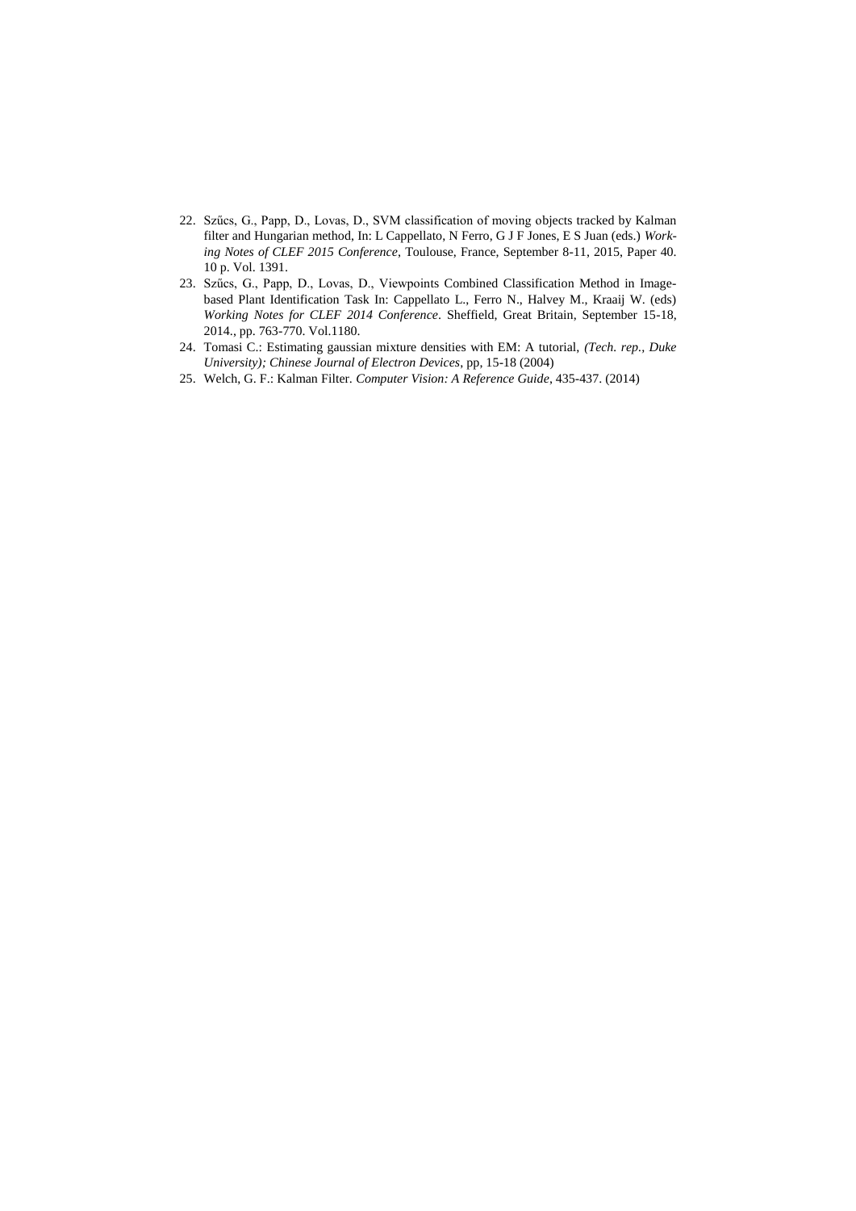22. Szűcs, G., Papp, D., Lovas, D., SVM classification of moving objects tracked by Kalman filter and Hungarian method, In: L Cappellato, N Ferro, G J F Jones, E S Juan (eds.) *Working Notes of CLEF 2015 Conference*, Toulouse, France, September 8-11, 2015, Paper 40. 10 p. Vol. 1391.
23. Szűcs, G., Papp, D., Lovas, D., Viewpoints Combined Classification Method in Image-based Plant Identification Task In: Cappellato L., Ferro N., Halvey M., Kraaij W. (eds) *Working Notes for CLEF 2014 Conference*. Sheffield, Great Britain, September 15-18, 2014., pp. 763-770. Vol.1180.
24. Tomasi C.: Estimating gaussian mixture densities with EM: A tutorial, *(Tech. rep., Duke University); Chinese Journal of Electron Devices*, pp, 15-18 (2004)
25. Welch, G. F.: Kalman Filter. *Computer Vision: A Reference Guide*, 435-437. (2014)